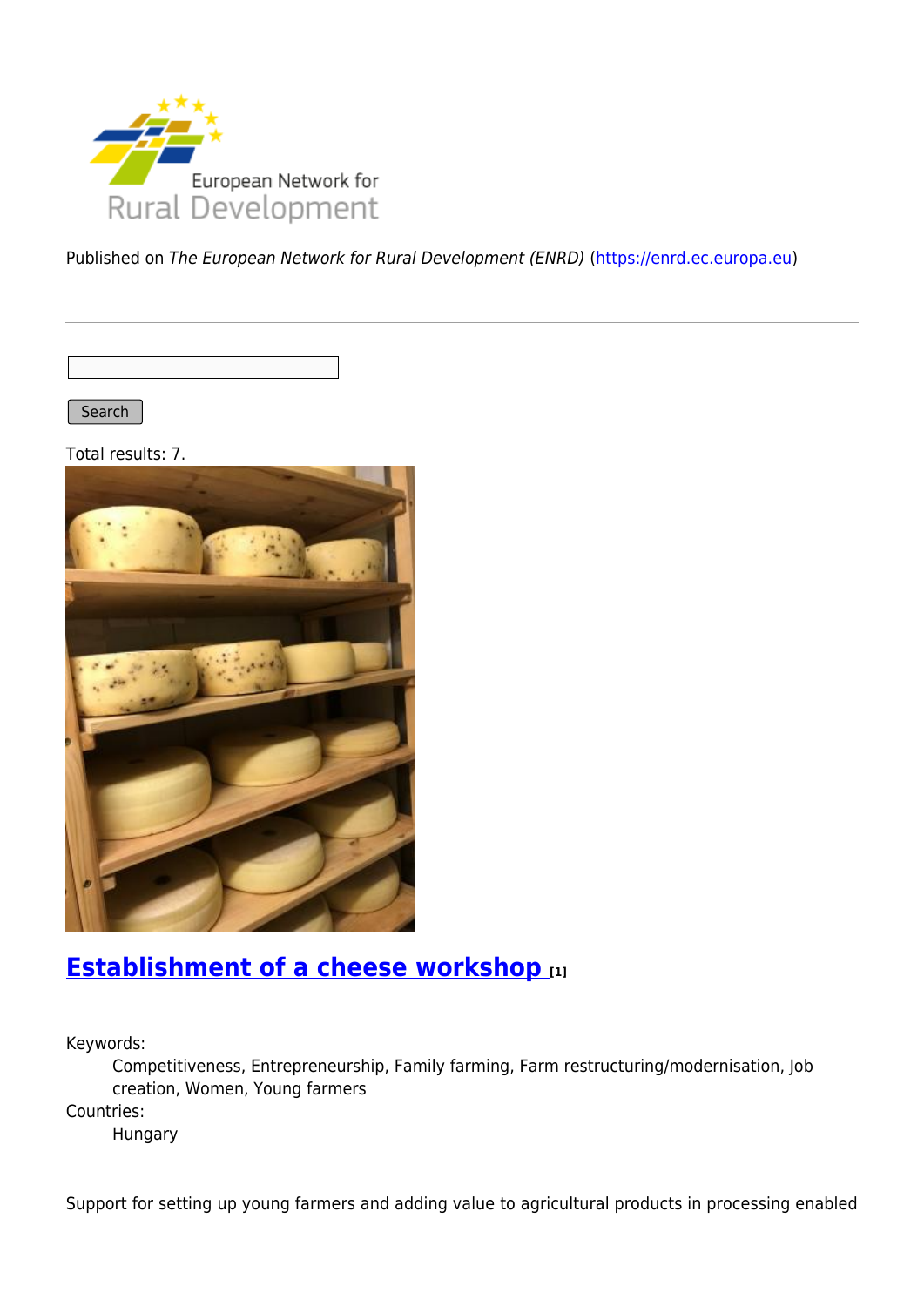Published on *The European Network for Rural Development (ENRD)* (https://enrd.ec.europa.eu)

Search

Total results: 7.

## Establishment of a cheese workshop [1]

Keywords:
: Competitiveness, Entrepreneurship, Family farming, Farm restructuring/modernisation, Job creation, Women, Young farmers

Countries:
: Hungary

Support for setting up young farmers and adding value to agricultural products in processing enabled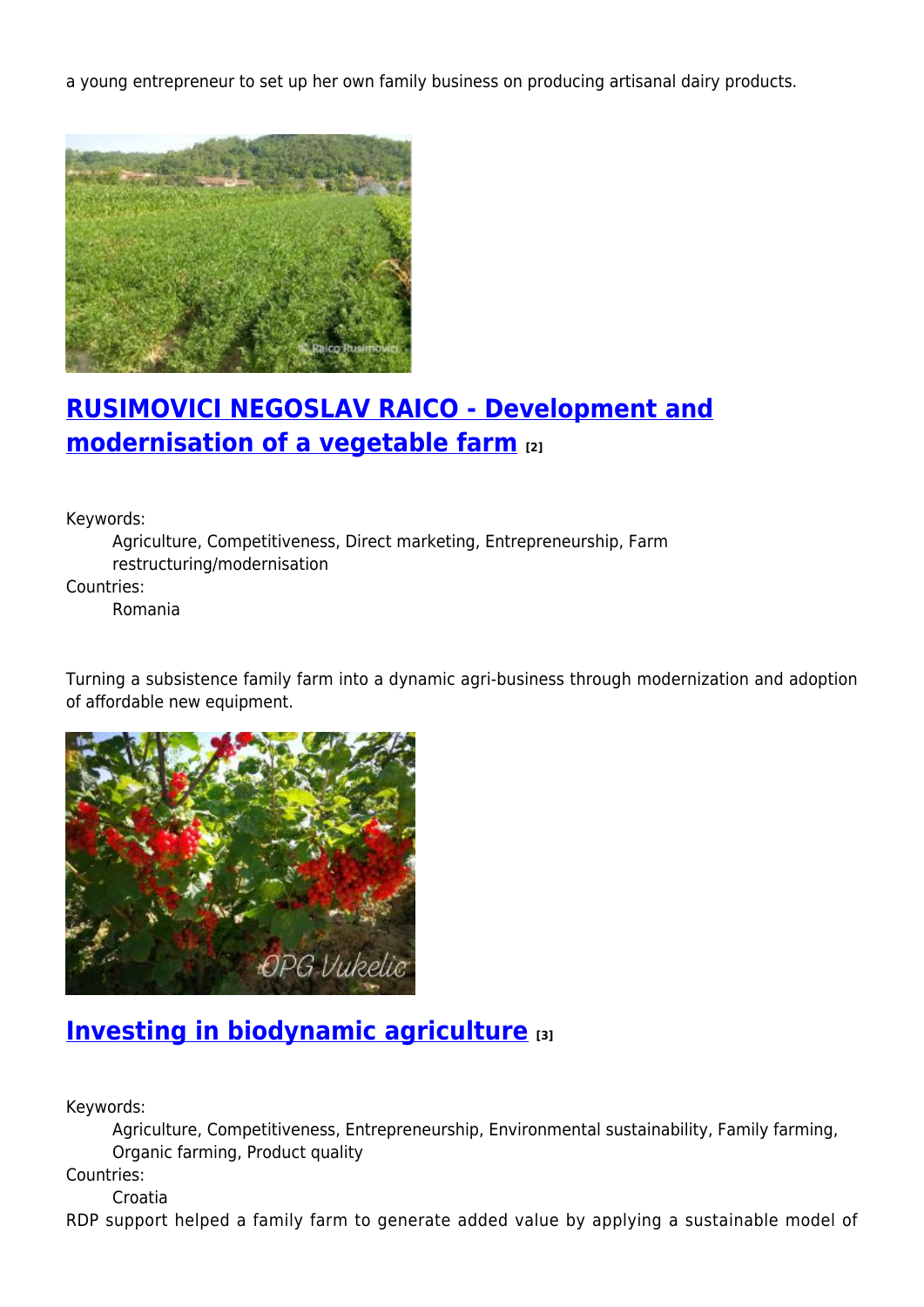a young entrepreneur to set up her own family business on producing artisanal dairy products.

## RUSIMOVICI NEGOSLAV RAICO - Development and modernisation of a vegetable farm [2]

Keywords:
: Agriculture, Competitiveness, Direct marketing, Entrepreneurship, Farm restructuring/modernisation

Countries:
: Romania

Turning a subsistence family farm into a dynamic agri-business through modernization and adoption of affordable new equipment.

## Investing in biodynamic agriculture [3]

Keywords:
: Agriculture, Competitiveness, Entrepreneurship, Environmental sustainability, Family farming, Organic farming, Product quality

Countries:
: Croatia

RDP support helped a family farm to generate added value by applying a sustainable model of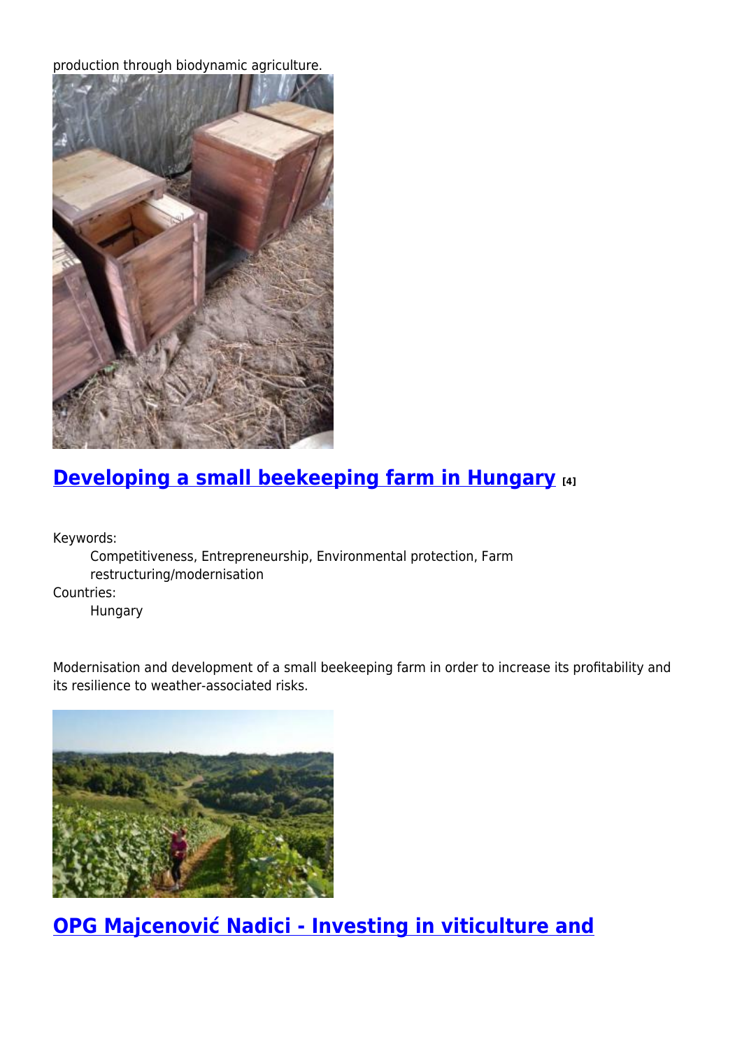production through biodynamic agriculture.

## Developing a small beekeeping farm in Hungary [4]

Keywords:
: Competitiveness, Entrepreneurship, Environmental protection, Farm restructuring/modernisation

Countries:
: Hungary

Modernisation and development of a small beekeeping farm in order to increase its profitability and its resilience to weather-associated risks.

## OPG Majcenović Nadici - Investing in viticulture and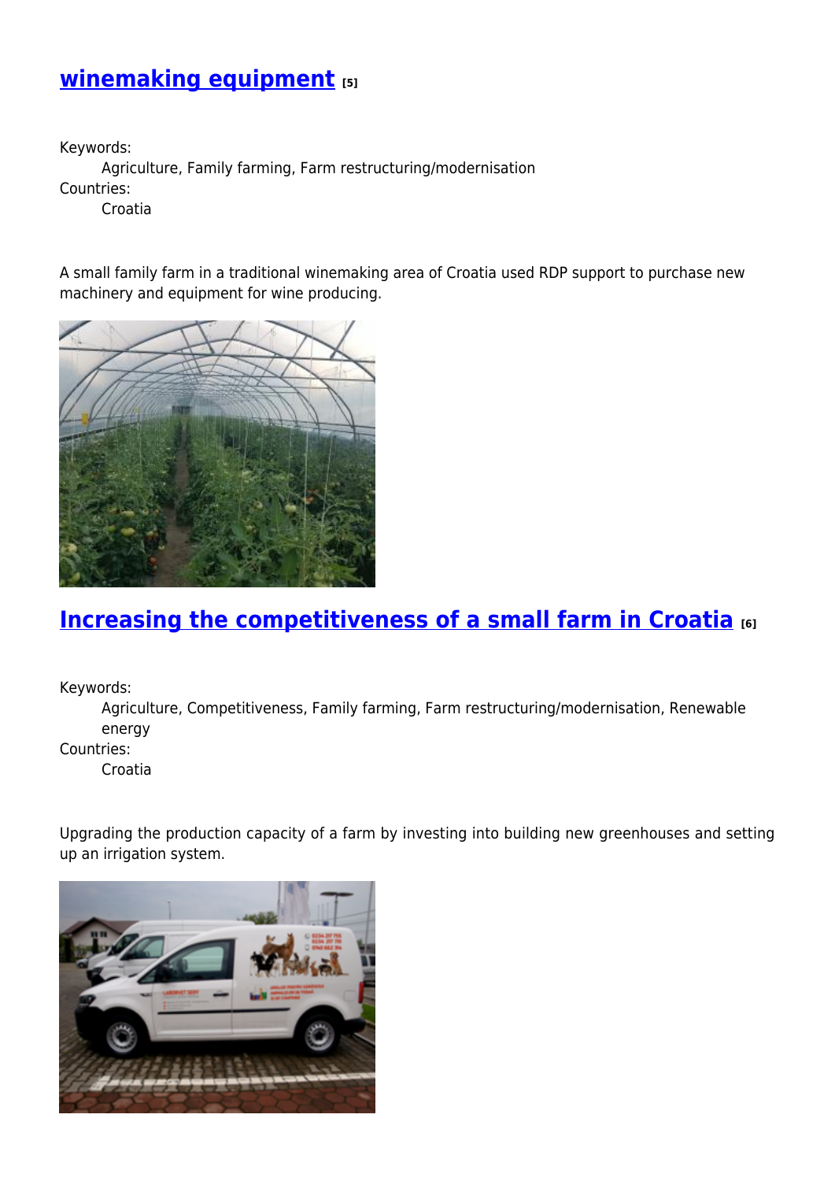## winemaking equipment [5]

Keywords:
: Agriculture, Family farming, Farm restructuring/modernisation

Countries:
: Croatia

A small family farm in a traditional winemaking area of Croatia used RDP support to purchase new machinery and equipment for wine producing.

## Increasing the competitiveness of a small farm in Croatia [6]

Keywords:
: Agriculture, Competitiveness, Family farming, Farm restructuring/modernisation, Renewable energy

Countries:
: Croatia

Upgrading the production capacity of a farm by investing into building new greenhouses and setting up an irrigation system.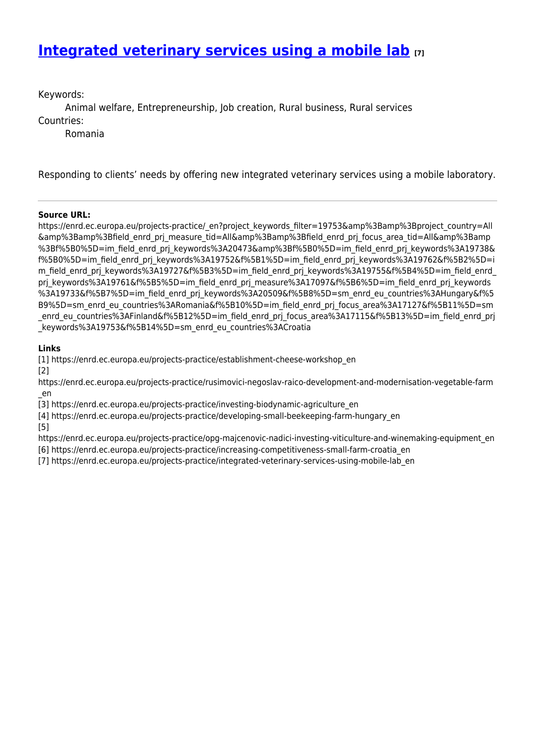## [Integrated veterinary services using a mobile lab](https://enrd.ec.europa.eu/projects-practice/integrated-veterinary-services-using-mobile-lab_en) [7]

Keywords:

Animal welfare, Entrepreneurship, Job creation, Rural business, Rural services

Countries:

Romania

Responding to clients' needs by offering new integrated veterinary services using a mobile laboratory.

---

**Source URL:**
https://enrd.ec.europa.eu/projects-practice/_en?project_keywords_filter=19753&amp%3Bamp%3Bproject_country=All&amp%3Bamp%3Bfield_enrd_prj_measure_tid=All&amp%3Bamp%3Bfield_enrd_prj_focus_area_tid=All&amp%3Bamp%3Bf%5B0%5D=im_field_enrd_prj_keywords%3A20473&amp%3Bf%5B0%5D=im_field_enrd_prj_keywords%3A19738&f%5B0%5D=im_field_enrd_prj_keywords%3A19752&f%5B1%5D=im_field_enrd_prj_keywords%3A19762&f%5B2%5D=im_field_enrd_prj_keywords%3A19727&f%5B3%5D=im_field_enrd_prj_keywords%3A19755&f%5B4%5D=im_field_enrd_prj_keywords%3A19761&f%5B5%5D=im_field_enrd_prj_measure%3A17097&f%5B6%5D=im_field_enrd_prj_keywords%3A19733&f%5B7%5D=im_field_enrd_prj_keywords%3A20509&f%5B8%5D=sm_enrd_eu_countries%3AHungary&f%5B9%5D=sm_enrd_eu_countries%3ARomania&f%5B10%5D=im_field_enrd_prj_focus_area%3A17127&f%5B11%5D=sm_enrd_eu_countries%3AFinland&f%5B12%5D=im_field_enrd_prj_focus_area%3A17115&f%5B13%5D=im_field_enrd_prj_keywords%3A19753&f%5B14%5D=sm_enrd_eu_countries%3ACroatia

**Links**

[1] https://enrd.ec.europa.eu/projects-practice/establishment-cheese-workshop_en

[2] https://enrd.ec.europa.eu/projects-practice/rusimovici-negoslav-raico-development-and-modernisation-vegetable-farm_en

[3] https://enrd.ec.europa.eu/projects-practice/investing-biodynamic-agriculture_en

[4] https://enrd.ec.europa.eu/projects-practice/developing-small-beekeeping-farm-hungary_en

[5] https://enrd.ec.europa.eu/projects-practice/opg-majcenovic-nadici-investing-viticulture-and-winemaking-equipment_en

[6] https://enrd.ec.europa.eu/projects-practice/increasing-competitiveness-small-farm-croatia_en

[7] https://enrd.ec.europa.eu/projects-practice/integrated-veterinary-services-using-mobile-lab_en